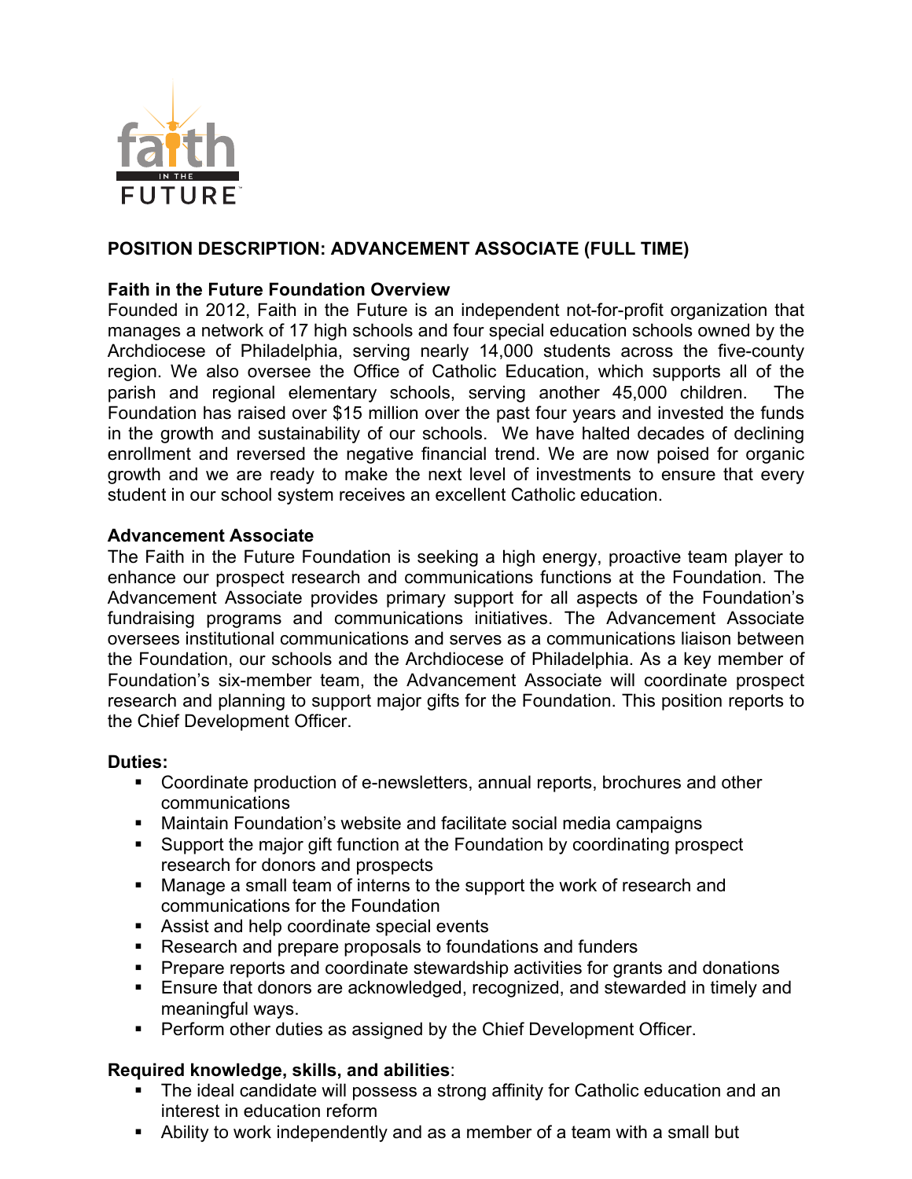faith IN THE FUTURE

# POSITION DESCRIPTION: ADVANCEMENT ASSOCIATE (FULL TIME)

**Faith in the Future Foundation Overview**

Founded in 2012, Faith in the Future is an independent not-for-profit organization that manages a network of 17 high schools and four special education schools owned by the Archdiocese of Philadelphia, serving nearly 14,000 students across the five-county region. We also oversee the Office of Catholic Education, which supports all of the parish and regional elementary schools, serving another 45,000 children. The Foundation has raised over $15 million over the past four years and invested the funds in the growth and sustainability of our schools. We have halted decades of declining enrollment and reversed the negative financial trend. We are now poised for organic growth and we are ready to make the next level of investments to ensure that every student in our school system receives an excellent Catholic education.

**Advancement Associate**

The Faith in the Future Foundation is seeking a high energy, proactive team player to enhance our prospect research and communications functions at the Foundation. The Advancement Associate provides primary support for all aspects of the Foundation's fundraising programs and communications initiatives. The Advancement Associate oversees institutional communications and serves as a communications liaison between the Foundation, our schools and the Archdiocese of Philadelphia. As a key member of Foundation's six-member team, the Advancement Associate will coordinate prospect research and planning to support major gifts for the Foundation. This position reports to the Chief Development Officer.

**Duties:**

- Coordinate production of e-newsletters, annual reports, brochures and other communications
- Maintain Foundation's website and facilitate social media campaigns
- Support the major gift function at the Foundation by coordinating prospect research for donors and prospects
- Manage a small team of interns to the support the work of research and communications for the Foundation
- Assist and help coordinate special events
- Research and prepare proposals to foundations and funders
- Prepare reports and coordinate stewardship activities for grants and donations
- Ensure that donors are acknowledged, recognized, and stewarded in timely and meaningful ways.
- Perform other duties as assigned by the Chief Development Officer.

**Required knowledge, skills, and abilities**:

- The ideal candidate will possess a strong affinity for Catholic education and an interest in education reform
- Ability to work independently and as a member of a team with a small but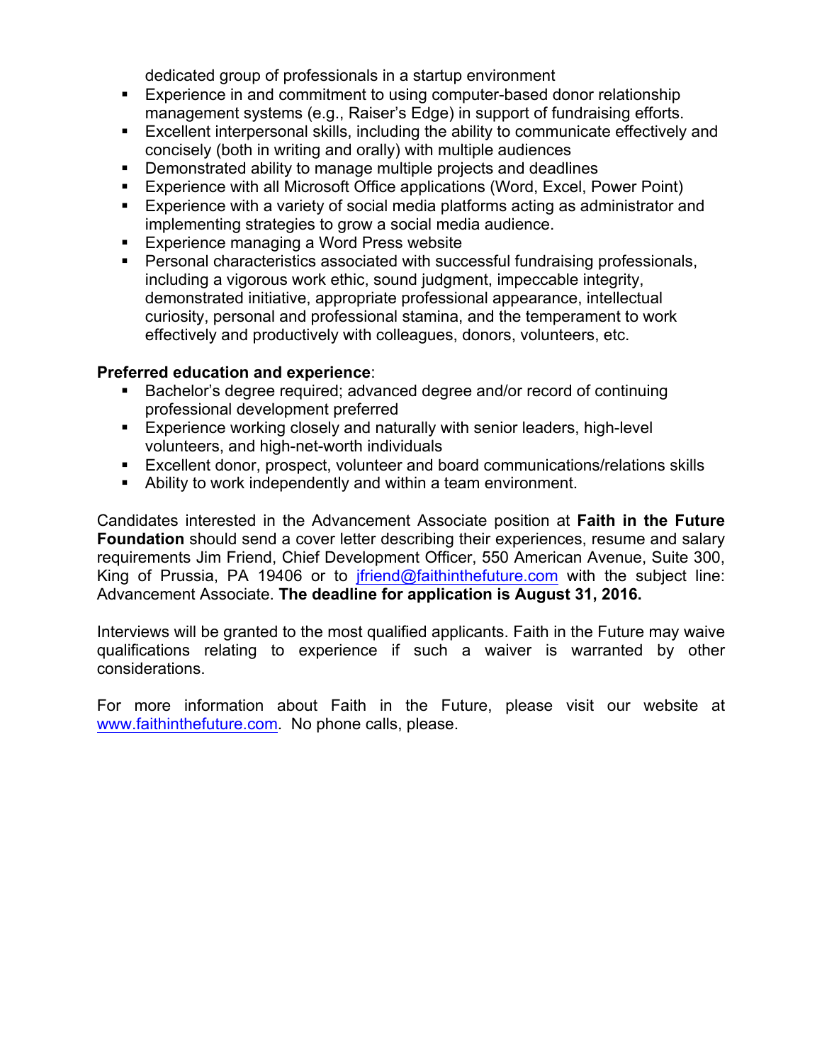dedicated group of professionals in a startup environment

- Experience in and commitment to using computer-based donor relationship management systems (e.g., Raiser's Edge) in support of fundraising efforts.
- Excellent interpersonal skills, including the ability to communicate effectively and concisely (both in writing and orally) with multiple audiences
- Demonstrated ability to manage multiple projects and deadlines
- Experience with all Microsoft Office applications (Word, Excel, Power Point)
- Experience with a variety of social media platforms acting as administrator and implementing strategies to grow a social media audience.
- Experience managing a Word Press website
- Personal characteristics associated with successful fundraising professionals, including a vigorous work ethic, sound judgment, impeccable integrity, demonstrated initiative, appropriate professional appearance, intellectual curiosity, personal and professional stamina, and the temperament to work effectively and productively with colleagues, donors, volunteers, etc.

**Preferred education and experience**:

- Bachelor's degree required; advanced degree and/or record of continuing professional development preferred
- Experience working closely and naturally with senior leaders, high-level volunteers, and high-net-worth individuals
- Excellent donor, prospect, volunteer and board communications/relations skills
- Ability to work independently and within a team environment.

Candidates interested in the Advancement Associate position at **Faith in the Future Foundation** should send a cover letter describing their experiences, resume and salary requirements Jim Friend, Chief Development Officer, 550 American Avenue, Suite 300, King of Prussia, PA 19406 or to jfriend@faithinthefuture.com with the subject line: Advancement Associate. **The deadline for application is August 31, 2016.**

Interviews will be granted to the most qualified applicants. Faith in the Future may waive qualifications relating to experience if such a waiver is warranted by other considerations.

For more information about Faith in the Future, please visit our website at www.faithinthefuture.com. No phone calls, please.